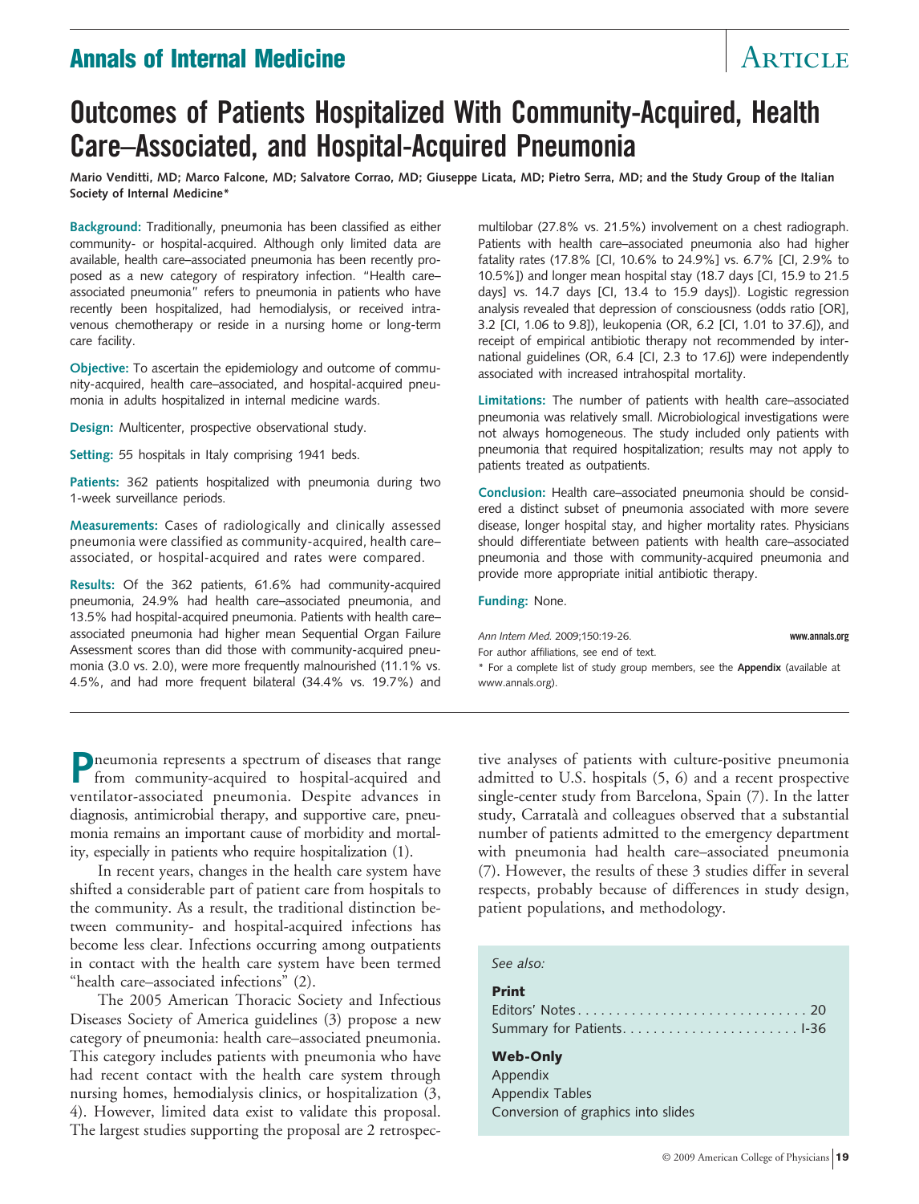# Outcomes of Patients Hospitalized With Community-Acquired, Health Care–Associated, and Hospital-Acquired Pneumonia

**Mario Venditti, MD; Marco Falcone, MD; Salvatore Corrao, MD; Giuseppe Licata, MD; Pietro Serra, MD; and the Study Group of the Italian Society of Internal Medicine***

**Background:** Traditionally, pneumonia has been classified as either community- or hospital-acquired. Although only limited data are available, health care–associated pneumonia has been recently proposed as a new category of respiratory infection. "Health care–associated pneumonia" refers to pneumonia in patients who have recently been hospitalized, had hemodialysis, or received intravenous chemotherapy or reside in a nursing home or long-term care facility.

**Objective:** To ascertain the epidemiology and outcome of community-acquired, health care–associated, and hospital-acquired pneumonia in adults hospitalized in internal medicine wards.

**Design:** Multicenter, prospective observational study.

**Setting:** 55 hospitals in Italy comprising 1941 beds.

**Patients:** 362 patients hospitalized with pneumonia during two 1-week surveillance periods.

**Measurements:** Cases of radiologically and clinically assessed pneumonia were classified as community-acquired, health care–associated, or hospital-acquired and rates were compared.

**Results:** Of the 362 patients, 61.6% had community-acquired pneumonia, 24.9% had health care–associated pneumonia, and 13.5% had hospital-acquired pneumonia. Patients with health care–associated pneumonia had higher mean Sequential Organ Failure Assessment scores than did those with community-acquired pneumonia (3.0 vs. 2.0), were more frequently malnourished (11.1% vs. 4.5%, and had more frequent bilateral (34.4% vs. 19.7%) and multilobar (27.8% vs. 21.5%) involvement on a chest radiograph. Patients with health care–associated pneumonia also had higher fatality rates (17.8% [CI, 10.6% to 24.9%] vs. 6.7% [CI, 2.9% to 10.5%]) and longer mean hospital stay (18.7 days [CI, 15.9 to 21.5 days] vs. 14.7 days [CI, 13.4 to 15.9 days]). Logistic regression analysis revealed that depression of consciousness (odds ratio [OR], 3.2 [CI, 1.06 to 9.8]), leukopenia (OR, 6.2 [CI, 1.01 to 37.6]), and receipt of empirical antibiotic therapy not recommended by international guidelines (OR, 6.4 [CI, 2.3 to 17.6]) were independently associated with increased intrahospital mortality.

**Limitations:** The number of patients with health care–associated pneumonia was relatively small. Microbiological investigations were not always homogeneous. The study included only patients with pneumonia that required hospitalization; results may not apply to patients treated as outpatients.

**Conclusion:** Health care–associated pneumonia should be considered a distinct subset of pneumonia associated with more severe disease, longer hospital stay, and higher mortality rates. Physicians should differentiate between patients with health care–associated pneumonia and those with community-acquired pneumonia and provide more appropriate initial antibiotic therapy.

**Funding:** None.

*Ann Intern Med.* 2009;150:19-26. www.annals.org
For author affiliations, see end of text.
\* For a complete list of study group members, see the **Appendix** (available at www.annals.org).

Pneumonia represents a spectrum of diseases that range from community-acquired to hospital-acquired and ventilator-associated pneumonia. Despite advances in diagnosis, antimicrobial therapy, and supportive care, pneumonia remains an important cause of morbidity and mortality, especially in patients who require hospitalization (1).

In recent years, changes in the health care system have shifted a considerable part of patient care from hospitals to the community. As a result, the traditional distinction between community- and hospital-acquired infections has become less clear. Infections occurring among outpatients in contact with the health care system have been termed "health care–associated infections" (2).

The 2005 American Thoracic Society and Infectious Diseases Society of America guidelines (3) propose a new category of pneumonia: health care–associated pneumonia. This category includes patients with pneumonia who have had recent contact with the health care system through nursing homes, hemodialysis clinics, or hospitalization (3, 4). However, limited data exist to validate this proposal. The largest studies supporting the proposal are 2 retrospective analyses of patients with culture-positive pneumonia admitted to U.S. hospitals (5, 6) and a recent prospective single-center study from Barcelona, Spain (7). In the latter study, Carratalà and colleagues observed that a substantial number of patients admitted to the emergency department with pneumonia had health care–associated pneumonia (7). However, the results of these 3 studies differ in several respects, probably because of differences in study design, patient populations, and methodology.

*See also:*

**Print**
Editors' Notes . . . . . . . . . . . . . . . . . . . . . . . . . . . . . . 20
Summary for Patients. . . . . . . . . . . . . . . . . . . . . . . I-36

**Web-Only**
Appendix
Appendix Tables
Conversion of graphics into slides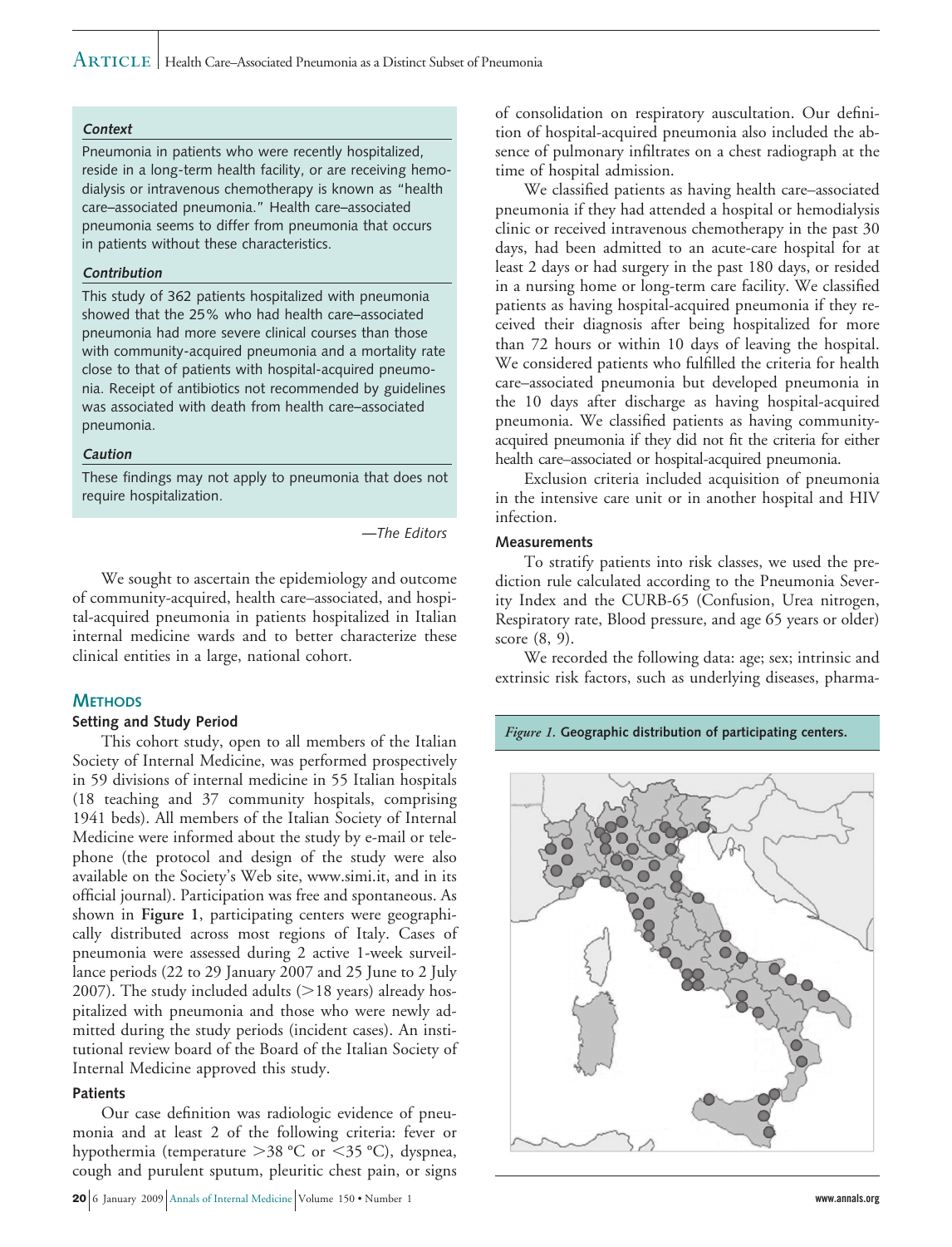### *Context*

Pneumonia in patients who were recently hospitalized, reside in a long-term health facility, or are receiving hemodialysis or intravenous chemotherapy is known as "health care–associated pneumonia." Health care–associated pneumonia seems to differ from pneumonia that occurs in patients without these characteristics.

### *Contribution*

This study of 362 patients hospitalized with pneumonia showed that the 25% who had health care–associated pneumonia had more severe clinical courses than those with community-acquired pneumonia and a mortality rate close to that of patients with hospital-acquired pneumonia. Receipt of antibiotics not recommended by guidelines was associated with death from health care–associated pneumonia.

### *Caution*

These findings may not apply to pneumonia that does not require hospitalization.

*—The Editors*

We sought to ascertain the epidemiology and outcome of community-acquired, health care–associated, and hospital-acquired pneumonia in patients hospitalized in Italian internal medicine wards and to better characterize these clinical entities in a large, national cohort.

## METHODS

### Setting and Study Period

This cohort study, open to all members of the Italian Society of Internal Medicine, was performed prospectively in 59 divisions of internal medicine in 55 Italian hospitals (18 teaching and 37 community hospitals, comprising 1941 beds). All members of the Italian Society of Internal Medicine were informed about the study by e-mail or telephone (the protocol and design of the study were also available on the Society's Web site, www.simi.it, and in its official journal). Participation was free and spontaneous. As shown in **Figure 1**, participating centers were geographically distributed across most regions of Italy. Cases of pneumonia were assessed during 2 active 1-week surveillance periods (22 to 29 January 2007 and 25 June to 2 July 2007). The study included adults (>18 years) already hospitalized with pneumonia and those who were newly admitted during the study periods (incident cases). An institutional review board of the Board of the Italian Society of Internal Medicine approved this study.

### Patients

Our case definition was radiologic evidence of pneumonia and at least 2 of the following criteria: fever or hypothermia (temperature >38 °C or <35 °C), dyspnea, cough and purulent sputum, pleuritic chest pain, or signs of consolidation on respiratory auscultation. Our definition of hospital-acquired pneumonia also included the absence of pulmonary infiltrates on a chest radiograph at the time of hospital admission.

We classified patients as having health care–associated pneumonia if they had attended a hospital or hemodialysis clinic or received intravenous chemotherapy in the past 30 days, had been admitted to an acute-care hospital for at least 2 days or had surgery in the past 180 days, or resided in a nursing home or long-term care facility. We classified patients as having hospital-acquired pneumonia if they received their diagnosis after being hospitalized for more than 72 hours or within 10 days of leaving the hospital. We considered patients who fulfilled the criteria for health care–associated pneumonia but developed pneumonia in the 10 days after discharge as having hospital-acquired pneumonia. We classified patients as having community-acquired pneumonia if they did not fit the criteria for either health care–associated or hospital-acquired pneumonia.

Exclusion criteria included acquisition of pneumonia in the intensive care unit or in another hospital and HIV infection.

### Measurements

To stratify patients into risk classes, we used the prediction rule calculated according to the Pneumonia Severity Index and the CURB-65 (Confusion, Urea nitrogen, Respiratory rate, Blood pressure, and age 65 years or older) score (8, 9).

We recorded the following data: age; sex; intrinsic and extrinsic risk factors, such as underlying diseases, pharma-

*Figure 1.* **Geographic distribution of participating centers.**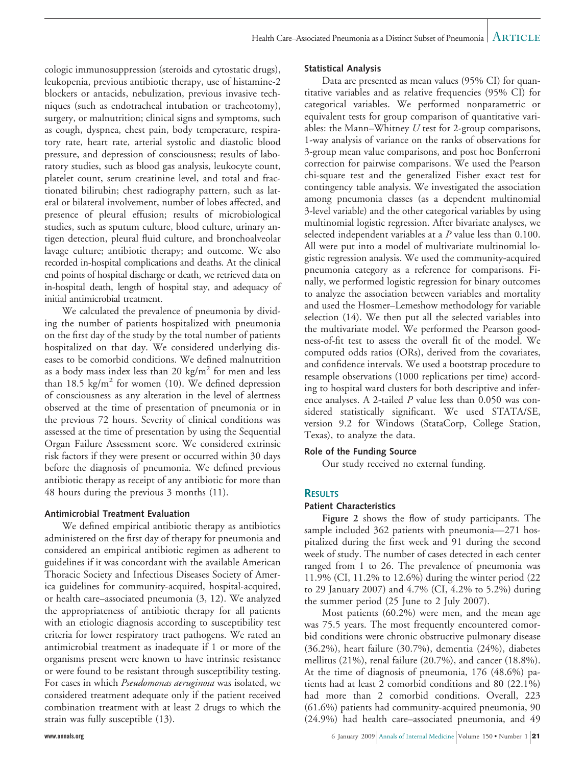cologic immunosuppression (steroids and cytostatic drugs), leukopenia, previous antibiotic therapy, use of histamine-2 blockers or antacids, nebulization, previous invasive techniques (such as endotracheal intubation or tracheotomy), surgery, or malnutrition; clinical signs and symptoms, such as cough, dyspnea, chest pain, body temperature, respiratory rate, heart rate, arterial systolic and diastolic blood pressure, and depression of consciousness; results of laboratory studies, such as blood gas analysis, leukocyte count, platelet count, serum creatinine level, and total and fractionated bilirubin; chest radiography pattern, such as lateral or bilateral involvement, number of lobes affected, and presence of pleural effusion; results of microbiological studies, such as sputum culture, blood culture, urinary antigen detection, pleural fluid culture, and bronchoalveolar lavage culture; antibiotic therapy; and outcome. We also recorded in-hospital complications and deaths. At the clinical end points of hospital discharge or death, we retrieved data on in-hospital death, length of hospital stay, and adequacy of initial antimicrobial treatment.

We calculated the prevalence of pneumonia by dividing the number of patients hospitalized with pneumonia on the first day of the study by the total number of patients hospitalized on that day. We considered underlying diseases to be comorbid conditions. We defined malnutrition as a body mass index less than 20 $kg/m^2$ for men and less than 18.5 $kg/m^2$ for women (10). We defined depression of consciousness as any alteration in the level of alertness observed at the time of presentation of pneumonia or in the previous 72 hours. Severity of clinical conditions was assessed at the time of presentation by using the Sequential Organ Failure Assessment score. We considered extrinsic risk factors if they were present or occurred within 30 days before the diagnosis of pneumonia. We defined previous antibiotic therapy as receipt of any antibiotic for more than 48 hours during the previous 3 months (11).

### Antimicrobial Treatment Evaluation

We defined empirical antibiotic therapy as antibiotics administered on the first day of therapy for pneumonia and considered an empirical antibiotic regimen as adherent to guidelines if it was concordant with the available American Thoracic Society and Infectious Diseases Society of America guidelines for community-acquired, hospital-acquired, or health care–associated pneumonia (3, 12). We analyzed the appropriateness of antibiotic therapy for all patients with an etiologic diagnosis according to susceptibility test criteria for lower respiratory tract pathogens. We rated an antimicrobial treatment as inadequate if 1 or more of the organisms present were known to have intrinsic resistance or were found to be resistant through susceptibility testing. For cases in which *Pseudomonas aeruginosa* was isolated, we considered treatment adequate only if the patient received combination treatment with at least 2 drugs to which the strain was fully susceptible (13).

### Statistical Analysis

Data are presented as mean values (95% CI) for quantitative variables and as relative frequencies (95% CI) for categorical variables. We performed nonparametric or equivalent tests for group comparison of quantitative variables: the Mann–Whitney *U* test for 2-group comparisons, 1-way analysis of variance on the ranks of observations for 3-group mean value comparisons, and post hoc Bonferroni correction for pairwise comparisons. We used the Pearson chi-square test and the generalized Fisher exact test for contingency table analysis. We investigated the association among pneumonia classes (as a dependent multinomial 3-level variable) and the other categorical variables by using multinomial logistic regression. After bivariate analyses, we selected independent variables at a *P* value less than 0.100. All were put into a model of multivariate multinomial logistic regression analysis. We used the community-acquired pneumonia category as a reference for comparisons. Finally, we performed logistic regression for binary outcomes to analyze the association between variables and mortality and used the Hosmer–Lemeshow methodology for variable selection (14). We then put all the selected variables into the multivariate model. We performed the Pearson goodness-of-fit test to assess the overall fit of the model. We computed odds ratios (ORs), derived from the covariates, and confidence intervals. We used a bootstrap procedure to resample observations (1000 replications per time) according to hospital ward clusters for both descriptive and inference analyses. A 2-tailed *P* value less than 0.050 was considered statistically significant. We used STATA/SE, version 9.2 for Windows (StataCorp, College Station, Texas), to analyze the data.

### Role of the Funding Source

Our study received no external funding.

## RESULTS

### Patient Characteristics

**Figure 2** shows the flow of study participants. The sample included 362 patients with pneumonia—271 hospitalized during the first week and 91 during the second week of study. The number of cases detected in each center ranged from 1 to 26. The prevalence of pneumonia was 11.9% (CI, 11.2% to 12.6%) during the winter period (22 to 29 January 2007) and 4.7% (CI, 4.2% to 5.2%) during the summer period (25 June to 2 July 2007).

Most patients (60.2%) were men, and the mean age was 75.5 years. The most frequently encountered comorbid conditions were chronic obstructive pulmonary disease (36.2%), heart failure (30.7%), dementia (24%), diabetes mellitus (21%), renal failure (20.7%), and cancer (18.8%). At the time of diagnosis of pneumonia, 176 (48.6%) patients had at least 2 comorbid conditions and 80 (22.1%) had more than 2 comorbid conditions. Overall, 223 (61.6%) patients had community-acquired pneumonia, 90 (24.9%) had health care–associated pneumonia, and 49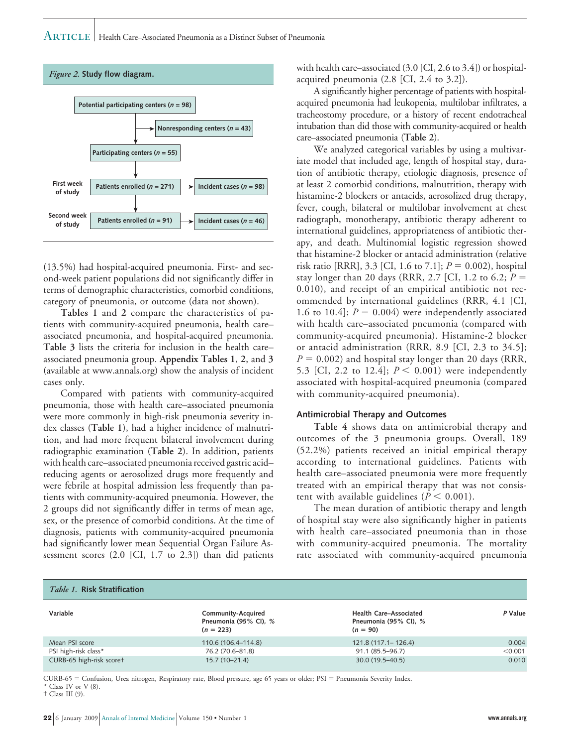*Figure 2.* **Study flow diagram.**

Potential participating centers (n = 98)

Nonresponding centers (n = 43)

Participating centers (n = 55)

First week of study

Patients enrolled (n = 271)

Incident cases (n = 98)

Second week of study

Patients enrolled (n = 91)

Incident cases (n = 46)

(13.5%) had hospital-acquired pneumonia. First- and second-week patient populations did not significantly differ in terms of demographic characteristics, comorbid conditions, category of pneumonia, or outcome (data not shown).

**Tables 1** and **2** compare the characteristics of patients with community-acquired pneumonia, health care–associated pneumonia, and hospital-acquired pneumonia. **Table 3** lists the criteria for inclusion in the health care–associated pneumonia group. **Appendix Tables 1**, **2**, and **3** (available at www.annals.org) show the analysis of incident cases only.

Compared with patients with community-acquired pneumonia, those with health care–associated pneumonia were more commonly in high-risk pneumonia severity index classes (**Table 1**), had a higher incidence of malnutrition, and had more frequent bilateral involvement during radiographic examination (**Table 2**). In addition, patients with health care–associated pneumonia received gastric acid–reducing agents or aerosolized drugs more frequently and were febrile at hospital admission less frequently than patients with community-acquired pneumonia. However, the 2 groups did not significantly differ in terms of mean age, sex, or the presence of comorbid conditions. At the time of diagnosis, patients with community-acquired pneumonia had significantly lower mean Sequential Organ Failure Assessment scores (2.0 [CI, 1.7 to 2.3]) than did patients with health care–associated (3.0 [CI, 2.6 to 3.4]) or hospital-acquired pneumonia (2.8 [CI, 2.4 to 3.2]).

A significantly higher percentage of patients with hospital-acquired pneumonia had leukopenia, multilobar infiltrates, a tracheostomy procedure, or a history of recent endotracheal intubation than did those with community-acquired or health care–associated pneumonia (**Table 2**).

We analyzed categorical variables by using a multivariate model that included age, length of hospital stay, duration of antibiotic therapy, etiologic diagnosis, presence of at least 2 comorbid conditions, malnutrition, therapy with histamine-2 blockers or antacids, aerosolized drug therapy, fever, cough, bilateral or multilobar involvement at chest radiograph, monotherapy, antibiotic therapy adherent to international guidelines, appropriateness of antibiotic therapy, and death. Multinomial logistic regression showed that histamine-2 blocker or antacid administration (relative risk ratio [RRR], 3.3 [CI, 1.6 to 7.1]; $P = 0.002$), hospital stay longer than 20 days (RRR, 2.7 [CI, 1.2 to 6.2; $P = 0.010$), and receipt of an empirical antibiotic not recommended by international guidelines (RRR, 4.1 [CI, 1.6 to 10.4]; $P = 0.004$) were independently associated with health care–associated pneumonia (compared with community-acquired pneumonia). Histamine-2 blocker or antacid administration (RRR, 8.9 [CI, 2.3 to 34.5]; $P = 0.002$) and hospital stay longer than 20 days (RRR, 5.3 [CI, 2.2 to 12.4]; $P < 0.001$) were independently associated with hospital-acquired pneumonia (compared with community-acquired pneumonia).

### Antimicrobial Therapy and Outcomes

**Table 4** shows data on antimicrobial therapy and outcomes of the 3 pneumonia groups. Overall, 189 (52.2%) patients received an initial empirical therapy according to international guidelines. Patients with health care–associated pneumonia were more frequently treated with an empirical therapy that was not consistent with available guidelines ($P < 0.001$).

The mean duration of antibiotic therapy and length of hospital stay were also significantly higher in patients with health care–associated pneumonia than in those with community-acquired pneumonia. The mortality rate associated with community-acquired pneumonia

*Table 1.* **Risk Stratification**

| Variable | Community-Acquired Pneumonia (95% CI), % (n = 223) | Health Care–Associated Pneumonia (95% CI), % (n = 90) | P Value |
|---|---|---|---|
| Mean PSI score | 110.6 (106.4–114.8) | 121.8 (117.1– 126.4) | 0.004 |
| PSI high-risk class* | 76.2 (70.6–81.8) | 91.1 (85.5–96.7) | <0.001 |
| CURB-65 high-risk score† | 15.7 (10–21.4) | 30.0 (19.5–40.5) | 0.010 |

CURB-65 = Confusion, Urea nitrogen, Respiratory rate, Blood pressure, age 65 years or older; PSI = Pneumonia Severity Index.
* Class IV or V (8).
† Class III (9).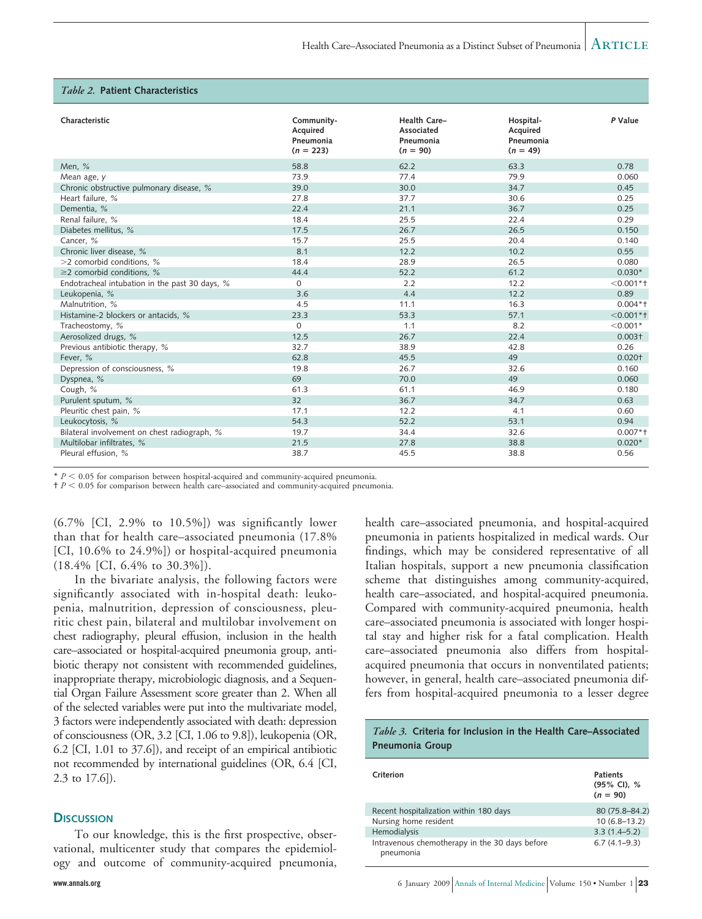*Table 2.* **Patient Characteristics**

| Characteristic | Community-Acquired Pneumonia ($n$ = 223) | Health Care–Associated Pneumonia ($n$ = 90) | Hospital-Acquired Pneumonia ($n$ = 49) | *P* Value |
|---|---|---|---|---|
| Men, % | 58.8 | 62.2 | 63.3 | 0.78 |
| Mean age, y | 73.9 | 77.4 | 79.9 | 0.060 |
| Chronic obstructive pulmonary disease, % | 39.0 | 30.0 | 34.7 | 0.45 |
| Heart failure, % | 27.8 | 37.7 | 30.6 | 0.25 |
| Dementia, % | 22.4 | 21.1 | 36.7 | 0.25 |
| Renal failure, % | 18.4 | 25.5 | 22.4 | 0.29 |
| Diabetes mellitus, % | 17.5 | 26.7 | 26.5 | 0.150 |
| Cancer, % | 15.7 | 25.5 | 20.4 | 0.140 |
| Chronic liver disease, % | 8.1 | 12.2 | 10.2 | 0.55 |
| >2 comorbid conditions, % | 18.4 | 28.9 | 26.5 | 0.080 |
| ≥2 comorbid conditions, % | 44.4 | 52.2 | 61.2 | 0.030* |
| Endotracheal intubation in the past 30 days, % | 0 | 2.2 | 12.2 | <0.001*† |
| Leukopenia, % | 3.6 | 4.4 | 12.2 | 0.89 |
| Malnutrition, % | 4.5 | 11.1 | 16.3 | 0.004*† |
| Histamine-2 blockers or antacids, % | 23.3 | 53.3 | 57.1 | <0.001*† |
| Tracheostomy, % | 0 | 1.1 | 8.2 | <0.001* |
| Aerosolized drugs, % | 12.5 | 26.7 | 22.4 | 0.003† |
| Previous antibiotic therapy, % | 32.7 | 38.9 | 42.8 | 0.26 |
| Fever, % | 62.8 | 45.5 | 49 | 0.020† |
| Depression of consciousness, % | 19.8 | 26.7 | 32.6 | 0.160 |
| Dyspnea, % | 69 | 70.0 | 49 | 0.060 |
| Cough, % | 61.3 | 61.1 | 46.9 | 0.180 |
| Purulent sputum, % | 32 | 36.7 | 34.7 | 0.63 |
| Pleuritic chest pain, % | 17.1 | 12.2 | 4.1 | 0.60 |
| Leukocytosis, % | 54.3 | 52.2 | 53.1 | 0.94 |
| Bilateral involvement on chest radiograph, % | 19.7 | 34.4 | 32.6 | 0.007*† |
| Multilobar infiltrates, % | 21.5 | 27.8 | 38.8 | 0.020* |
| Pleural effusion, % | 38.7 | 45.5 | 38.8 | 0.56 |

\* $P < 0.05$ for comparison between hospital-acquired and community-acquired pneumonia.
† $P < 0.05$ for comparison between health care–associated and community-acquired pneumonia.

(6.7% [CI, 2.9% to 10.5%]) was significantly lower than that for health care–associated pneumonia (17.8% [CI, 10.6% to 24.9%]) or hospital-acquired pneumonia (18.4% [CI, 6.4% to 30.3%]).

In the bivariate analysis, the following factors were significantly associated with in-hospital death: leukopenia, malnutrition, depression of consciousness, pleuritic chest pain, bilateral and multilobar involvement on chest radiography, pleural effusion, inclusion in the health care–associated or hospital-acquired pneumonia group, antibiotic therapy not consistent with recommended guidelines, inappropriate therapy, microbiologic diagnosis, and a Sequential Organ Failure Assessment score greater than 2. When all of the selected variables were put into the multivariate model, 3 factors were independently associated with death: depression of consciousness (OR, 3.2 [CI, 1.06 to 9.8]), leukopenia (OR, 6.2 [CI, 1.01 to 37.6]), and receipt of an empirical antibiotic not recommended by international guidelines (OR, 6.4 [CI, 2.3 to 17.6]).

## Discussion

To our knowledge, this is the first prospective, observational, multicenter study that compares the epidemiology and outcome of community-acquired pneumonia, health care–associated pneumonia, and hospital-acquired pneumonia in patients hospitalized in medical wards. Our findings, which may be considered representative of all Italian hospitals, support a new pneumonia classification scheme that distinguishes among community-acquired, health care–associated, and hospital-acquired pneumonia. Compared with community-acquired pneumonia, health care–associated pneumonia is associated with longer hospital stay and higher risk for a fatal complication. Health care–associated pneumonia also differs from hospital-acquired pneumonia that occurs in nonventilated patients; however, in general, health care–associated pneumonia differs from hospital-acquired pneumonia to a lesser degree

*Table 3.* **Criteria for Inclusion in the Health Care–Associated Pneumonia Group**

| Criterion | Patients (95% CI), % ($n$ = 90) |
|---|---|
| Recent hospitalization within 180 days | 80 (75.8–84.2) |
| Nursing home resident | 10 (6.8–13.2) |
| Hemodialysis | 3.3 (1.4–5.2) |
| Intravenous chemotherapy in the 30 days before pneumonia | 6.7 (4.1–9.3) |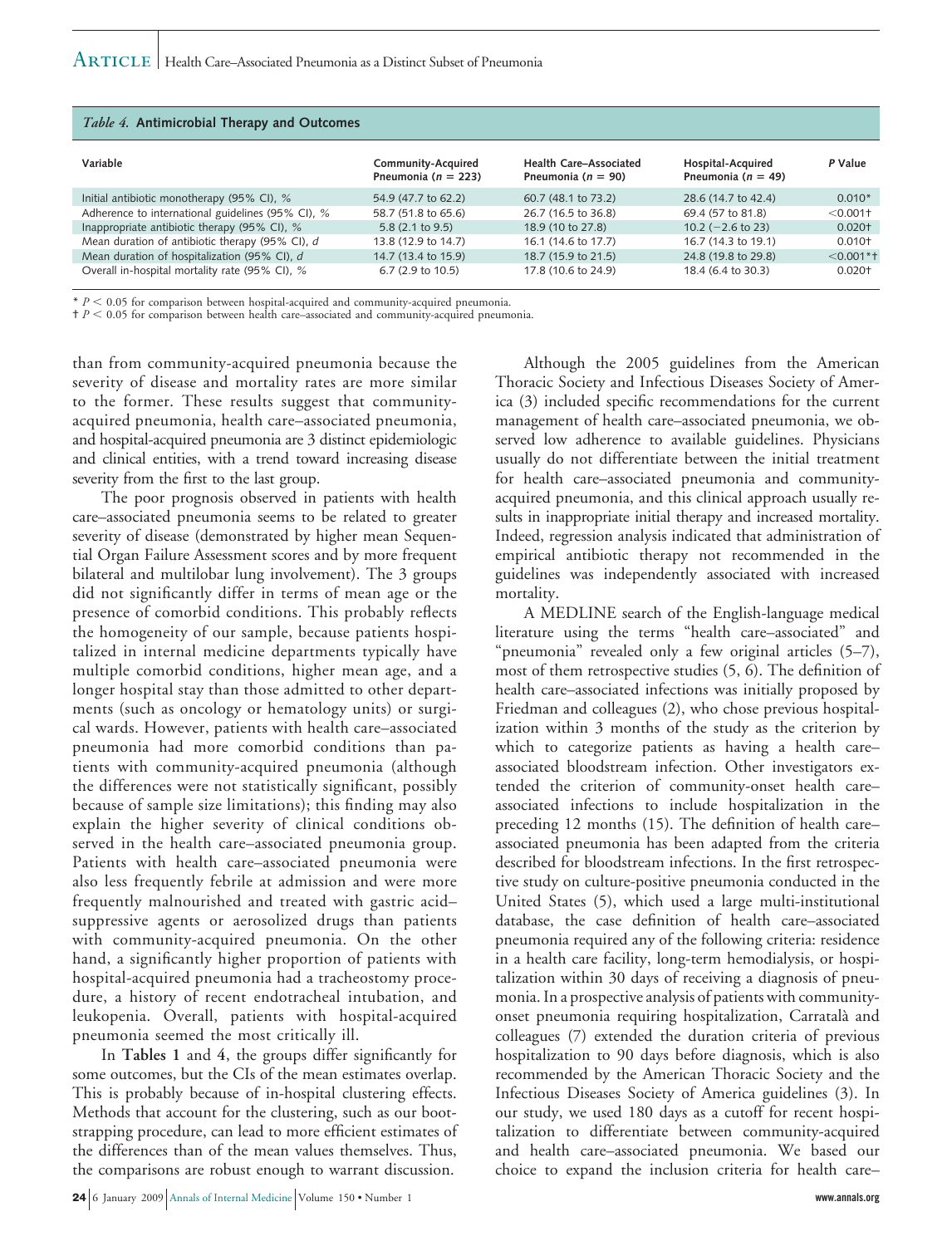*Table 4.* **Antimicrobial Therapy and Outcomes**

| Variable | Community-Acquired Pneumonia ($n$ = 223) | Health Care–Associated Pneumonia ($n$ = 90) | Hospital-Acquired Pneumonia ($n$ = 49) | *P* Value |
|---|---|---|---|---|
| Initial antibiotic monotherapy (95% CI), % | 54.9 (47.7 to 62.2) | 60.7 (48.1 to 73.2) | 28.6 (14.7 to 42.4) | 0.010* |
| Adherence to international guidelines (95% CI), % | 58.7 (51.8 to 65.6) | 26.7 (16.5 to 36.8) | 69.4 (57 to 81.8) | <0.001† |
| Inappropriate antibiotic therapy (95% CI), % | 5.8 (2.1 to 9.5) | 18.9 (10 to 27.8) | 10.2 (−2.6 to 23) | 0.020† |
| Mean duration of antibiotic therapy (95% CI), *d* | 13.8 (12.9 to 14.7) | 16.1 (14.6 to 17.7) | 16.7 (14.3 to 19.1) | 0.010† |
| Mean duration of hospitalization (95% CI), *d* | 14.7 (13.4 to 15.9) | 18.7 (15.9 to 21.5) | 24.8 (19.8 to 29.8) | <0.001*† |
| Overall in-hospital mortality rate (95% CI), % | 6.7 (2.9 to 10.5) | 17.8 (10.6 to 24.9) | 18.4 (6.4 to 30.3) | 0.020† |

* $P < 0.05$ for comparison between hospital-acquired and community-acquired pneumonia.
† $P < 0.05$ for comparison between health care–associated and community-acquired pneumonia.

than from community-acquired pneumonia because the severity of disease and mortality rates are more similar to the former. These results suggest that community-acquired pneumonia, health care–associated pneumonia, and hospital-acquired pneumonia are 3 distinct epidemiologic and clinical entities, with a trend toward increasing disease severity from the first to the last group.

The poor prognosis observed in patients with health care–associated pneumonia seems to be related to greater severity of disease (demonstrated by higher mean Sequential Organ Failure Assessment scores and by more frequent bilateral and multilobar lung involvement). The 3 groups did not significantly differ in terms of mean age or the presence of comorbid conditions. This probably reflects the homogeneity of our sample, because patients hospitalized in internal medicine departments typically have multiple comorbid conditions, higher mean age, and a longer hospital stay than those admitted to other departments (such as oncology or hematology units) or surgical wards. However, patients with health care–associated pneumonia had more comorbid conditions than patients with community-acquired pneumonia (although the differences were not statistically significant, possibly because of sample size limitations); this finding may also explain the higher severity of clinical conditions observed in the health care–associated pneumonia group. Patients with health care–associated pneumonia were also less frequently febrile at admission and were more frequently malnourished and treated with gastric acid–suppressive agents or aerosolized drugs than patients with community-acquired pneumonia. On the other hand, a significantly higher proportion of patients with hospital-acquired pneumonia had a tracheostomy procedure, a history of recent endotracheal intubation, and leukopenia. Overall, patients with hospital-acquired pneumonia seemed the most critically ill.

In **Tables 1** and **4**, the groups differ significantly for some outcomes, but the CIs of the mean estimates overlap. This is probably because of in-hospital clustering effects. Methods that account for the clustering, such as our bootstrapping procedure, can lead to more efficient estimates of the differences than of the mean values themselves. Thus, the comparisons are robust enough to warrant discussion.

Although the 2005 guidelines from the American Thoracic Society and Infectious Diseases Society of America (3) included specific recommendations for the current management of health care–associated pneumonia, we observed low adherence to available guidelines. Physicians usually do not differentiate between the initial treatment for health care–associated pneumonia and community-acquired pneumonia, and this clinical approach usually results in inappropriate initial therapy and increased mortality. Indeed, regression analysis indicated that administration of empirical antibiotic therapy not recommended in the guidelines was independently associated with increased mortality.

A MEDLINE search of the English-language medical literature using the terms "health care–associated" and "pneumonia" revealed only a few original articles (5–7), most of them retrospective studies (5, 6). The definition of health care–associated infections was initially proposed by Friedman and colleagues (2), who chose previous hospitalization within 3 months of the study as the criterion by which to categorize patients as having a health care–associated bloodstream infection. Other investigators extended the criterion of community-onset health care–associated infections to include hospitalization in the preceding 12 months (15). The definition of health care–associated pneumonia has been adapted from the criteria described for bloodstream infections. In the first retrospective study on culture-positive pneumonia conducted in the United States (5), which used a large multi-institutional database, the case definition of health care–associated pneumonia required any of the following criteria: residence in a health care facility, long-term hemodialysis, or hospitalization within 30 days of receiving a diagnosis of pneumonia. In a prospective analysis of patients with community-onset pneumonia requiring hospitalization, Carratalà and colleagues (7) extended the duration criteria of previous hospitalization to 90 days before diagnosis, which is also recommended by the American Thoracic Society and the Infectious Diseases Society of America guidelines (3). In our study, we used 180 days as a cutoff for recent hospitalization to differentiate between community-acquired and health care–associated pneumonia. We based our choice to expand the inclusion criteria for health care–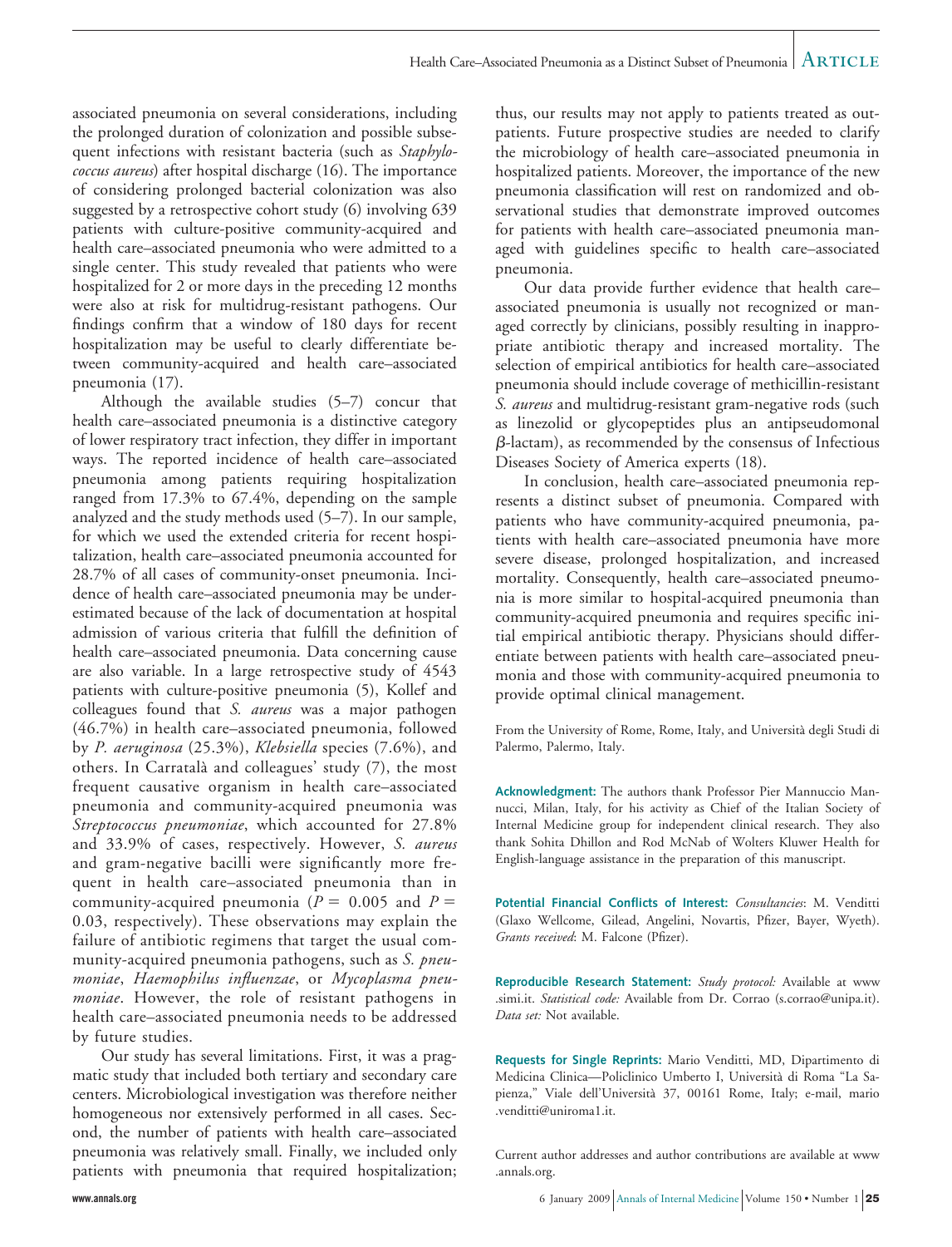associated pneumonia on several considerations, including the prolonged duration of colonization and possible subsequent infections with resistant bacteria (such as *Staphylococcus aureus*) after hospital discharge (16). The importance of considering prolonged bacterial colonization was also suggested by a retrospective cohort study (6) involving 639 patients with culture-positive community-acquired and health care–associated pneumonia who were admitted to a single center. This study revealed that patients who were hospitalized for 2 or more days in the preceding 12 months were also at risk for multidrug-resistant pathogens. Our findings confirm that a window of 180 days for recent hospitalization may be useful to clearly differentiate between community-acquired and health care–associated pneumonia (17).

Although the available studies (5–7) concur that health care–associated pneumonia is a distinctive category of lower respiratory tract infection, they differ in important ways. The reported incidence of health care–associated pneumonia among patients requiring hospitalization ranged from 17.3% to 67.4%, depending on the sample analyzed and the study methods used (5–7). In our sample, for which we used the extended criteria for recent hospitalization, health care–associated pneumonia accounted for 28.7% of all cases of community-onset pneumonia. Incidence of health care–associated pneumonia may be underestimated because of the lack of documentation at hospital admission of various criteria that fulfill the definition of health care–associated pneumonia. Data concerning cause are also variable. In a large retrospective study of 4543 patients with culture-positive pneumonia (5), Kollef and colleagues found that *S. aureus* was a major pathogen (46.7%) in health care–associated pneumonia, followed by *P. aeruginosa* (25.3%), *Klebsiella* species (7.6%), and others. In Carratalà and colleagues' study (7), the most frequent causative organism in health care–associated pneumonia and community-acquired pneumonia was *Streptococcus pneumoniae*, which accounted for 27.8% and 33.9% of cases, respectively. However, *S. aureus* and gram-negative bacilli were significantly more frequent in health care–associated pneumonia than in community-acquired pneumonia ($P = 0.005$ and $P = 0.03$, respectively). These observations may explain the failure of antibiotic regimens that target the usual community-acquired pneumonia pathogens, such as *S. pneumoniae*, *Haemophilus influenzae*, or *Mycoplasma pneumoniae*. However, the role of resistant pathogens in health care–associated pneumonia needs to be addressed by future studies.

Our study has several limitations. First, it was a pragmatic study that included both tertiary and secondary care centers. Microbiological investigation was therefore neither homogeneous nor extensively performed in all cases. Second, the number of patients with health care–associated pneumonia was relatively small. Finally, we included only patients with pneumonia that required hospitalization; thus, our results may not apply to patients treated as outpatients. Future prospective studies are needed to clarify the microbiology of health care–associated pneumonia in hospitalized patients. Moreover, the importance of the new pneumonia classification will rest on randomized and observational studies that demonstrate improved outcomes for patients with health care–associated pneumonia managed with guidelines specific to health care–associated pneumonia.

Our data provide further evidence that health care–associated pneumonia is usually not recognized or managed correctly by clinicians, possibly resulting in inappropriate antibiotic therapy and increased mortality. The selection of empirical antibiotics for health care–associated pneumonia should include coverage of methicillin-resistant *S. aureus* and multidrug-resistant gram-negative rods (such as linezolid or glycopeptides plus an antipseudomonal $\beta$-lactam), as recommended by the consensus of Infectious Diseases Society of America experts (18).

In conclusion, health care–associated pneumonia represents a distinct subset of pneumonia. Compared with patients who have community-acquired pneumonia, patients with health care–associated pneumonia have more severe disease, prolonged hospitalization, and increased mortality. Consequently, health care–associated pneumonia is more similar to hospital-acquired pneumonia than community-acquired pneumonia and requires specific initial empirical antibiotic therapy. Physicians should differentiate between patients with health care–associated pneumonia and those with community-acquired pneumonia to provide optimal clinical management.

From the University of Rome, Rome, Italy, and Università degli Studi di Palermo, Palermo, Italy.

**Acknowledgment:** The authors thank Professor Pier Mannuccio Mannucci, Milan, Italy, for his activity as Chief of the Italian Society of Internal Medicine group for independent clinical research. They also thank Sohita Dhillon and Rod McNab of Wolters Kluwer Health for English-language assistance in the preparation of this manuscript.

**Potential Financial Conflicts of Interest:** *Consultancies*: M. Venditti (Glaxo Wellcome, Gilead, Angelini, Novartis, Pfizer, Bayer, Wyeth). *Grants received*: M. Falcone (Pfizer).

**Reproducible Research Statement:** *Study protocol:* Available at www.simi.it. *Statistical code:* Available from Dr. Corrao (s.corrao@unipa.it). *Data set:* Not available.

**Requests for Single Reprints:** Mario Venditti, MD, Dipartimento di Medicina Clinica—Policlinico Umberto I, Università di Roma "La Sapienza," Viale dell'Università 37, 00161 Rome, Italy; e-mail, mario.venditti@uniroma1.it.

Current author addresses and author contributions are available at www.annals.org.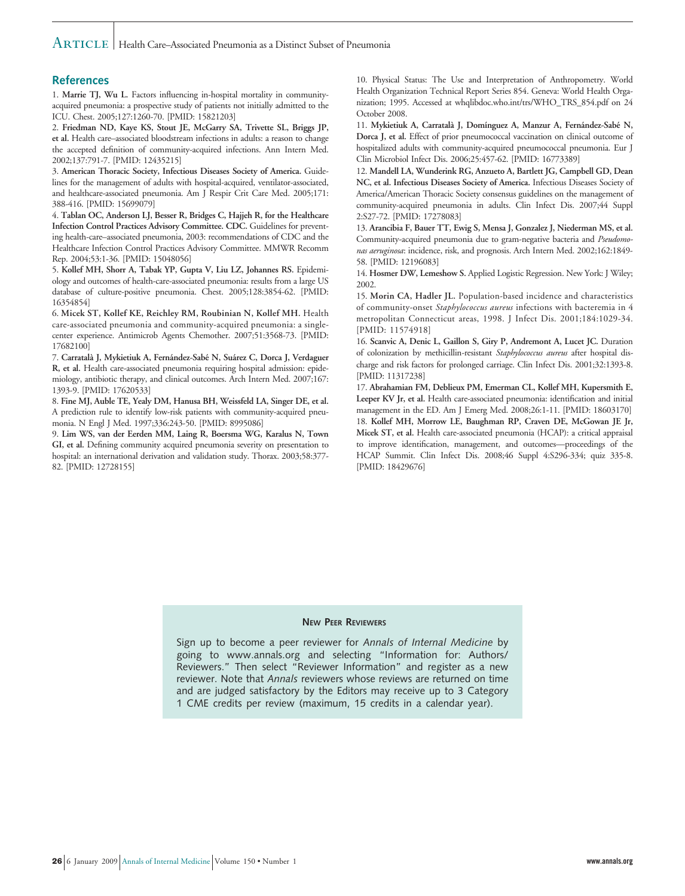## References

1. **Marrie TJ, Wu L.** Factors influencing in-hospital mortality in community-acquired pneumonia: a prospective study of patients not initially admitted to the ICU. Chest. 2005;127:1260-70. [PMID: 15821203]

2. **Friedman ND, Kaye KS, Stout JE, McGarry SA, Trivette SL, Briggs JP, et al.** Health care–associated bloodstream infections in adults: a reason to change the accepted definition of community-acquired infections. Ann Intern Med. 2002;137:791-7. [PMID: 12435215]

3. **American Thoracic Society, Infectious Diseases Society of America.** Guidelines for the management of adults with hospital-acquired, ventilator-associated, and healthcare-associated pneumonia. Am J Respir Crit Care Med. 2005;171: 388-416. [PMID: 15699079]

4. **Tablan OC, Anderson LJ, Besser R, Bridges C, Hajjeh R, for the Healthcare Infection Control Practices Advisory Committee. CDC.** Guidelines for preventing health-care–associated pneumonia, 2003: recommendations of CDC and the Healthcare Infection Control Practices Advisory Committee. MMWR Recomm Rep. 2004;53:1-36. [PMID: 15048056]

5. **Kollef MH, Shorr A, Tabak YP, Gupta V, Liu LZ, Johannes RS.** Epidemiology and outcomes of health-care-associated pneumonia: results from a large US database of culture-positive pneumonia. Chest. 2005;128:3854-62. [PMID: 16354854]

6. **Micek ST, Kollef KE, Reichley RM, Roubinian N, Kollef MH.** Health care-associated pneumonia and community-acquired pneumonia: a single-center experience. Antimicrob Agents Chemother. 2007;51:3568-73. [PMID: 17682100]

7. **Carratalà J, Mykietiuk A, Fernández-Sabé N, Suárez C, Dorca J, Verdaguer R, et al.** Health care-associated pneumonia requiring hospital admission: epidemiology, antibiotic therapy, and clinical outcomes. Arch Intern Med. 2007;167: 1393-9. [PMID: 17620533]

8. **Fine MJ, Auble TE, Yealy DM, Hanusa BH, Weissfeld LA, Singer DE, et al.** A prediction rule to identify low-risk patients with community-acquired pneumonia. N Engl J Med. 1997;336:243-50. [PMID: 8995086]

9. **Lim WS, van der Eerden MM, Laing R, Boersma WG, Karalus N, Town GI, et al.** Defining community acquired pneumonia severity on presentation to hospital: an international derivation and validation study. Thorax. 2003;58:377-82. [PMID: 12728155]

10. Physical Status: The Use and Interpretation of Anthropometry. World Health Organization Technical Report Series 854. Geneva: World Health Organization; 1995. Accessed at whqlibdoc.who.int/trs/WHO_TRS_854.pdf on 24 October 2008.

11. **Mykietiuk A, Carratalà J, Domínguez A, Manzur A, Fernández-Sabé N, Dorca J, et al.** Effect of prior pneumococcal vaccination on clinical outcome of hospitalized adults with community-acquired pneumococcal pneumonia. Eur J Clin Microbiol Infect Dis. 2006;25:457-62. [PMID: 16773389]

12. **Mandell LA, Wunderink RG, Anzueto A, Bartlett JG, Campbell GD, Dean NC, et al. Infectious Diseases Society of America.** Infectious Diseases Society of America/American Thoracic Society consensus guidelines on the management of community-acquired pneumonia in adults. Clin Infect Dis. 2007;44 Suppl 2:S27-72. [PMID: 17278083]

13. **Arancibia F, Bauer TT, Ewig S, Mensa J, Gonzalez J, Niederman MS, et al.** Community-acquired pneumonia due to gram-negative bacteria and *Pseudomonas aeruginosa*: incidence, risk, and prognosis. Arch Intern Med. 2002;162:1849-58. [PMID: 12196083]

14. **Hosmer DW, Lemeshow S.** Applied Logistic Regression. New York: J Wiley; 2002.

15. **Morin CA, Hadler JL.** Population-based incidence and characteristics of community-onset *Staphylococcus aureus* infections with bacteremia in 4 metropolitan Connecticut areas, 1998. J Infect Dis. 2001;184:1029-34. [PMID: 11574918]

16. **Scanvic A, Denic L, Gaillon S, Giry P, Andremont A, Lucet JC.** Duration of colonization by methicillin-resistant *Staphylococcus aureus* after hospital discharge and risk factors for prolonged carriage. Clin Infect Dis. 2001;32:1393-8. [PMID: 11317238]

17. **Abrahamian FM, Deblieux PM, Emerman CL, Kollef MH, Kupersmith E, Leeper KV Jr, et al.** Health care-associated pneumonia: identification and initial management in the ED. Am J Emerg Med. 2008;26:1-11. [PMID: 18603170]

18. **Kollef MH, Morrow LE, Baughman RP, Craven DE, McGowan JE Jr, Micek ST, et al.** Health care-associated pneumonia (HCAP): a critical appraisal to improve identification, management, and outcomes—proceedings of the HCAP Summit. Clin Infect Dis. 2008;46 Suppl 4:S296-334; quiz 335-8. [PMID: 18429676]

**New Peer Reviewers**

Sign up to become a peer reviewer for *Annals of Internal Medicine* by going to www.annals.org and selecting "Information for: Authors/Reviewers." Then select "Reviewer Information" and register as a new reviewer. Note that *Annals* reviewers whose reviews are returned on time and are judged satisfactory by the Editors may receive up to 3 Category 1 CME credits per review (maximum, 15 credits in a calendar year).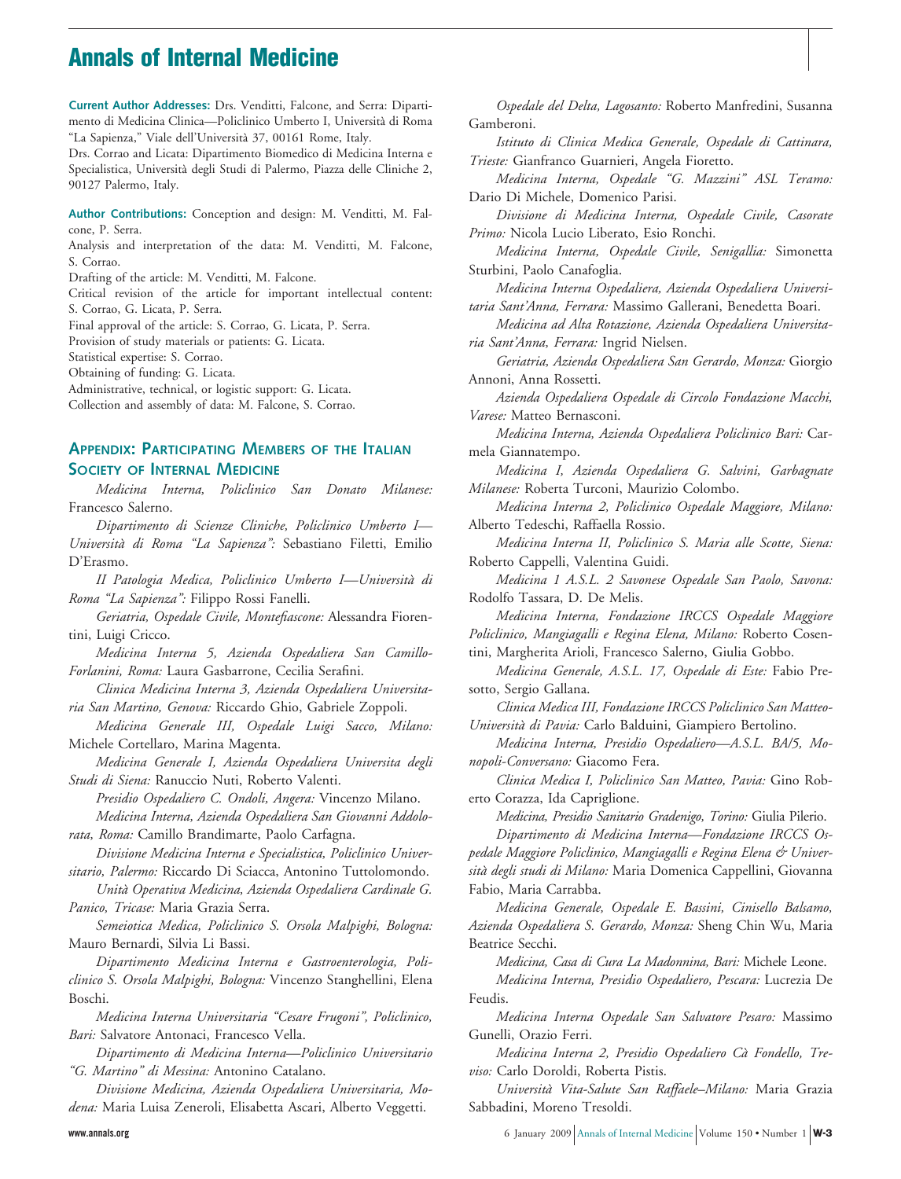**Current Author Addresses:** Drs. Venditti, Falcone, and Serra: Dipartimento di Medicina Clinica—Policlinico Umberto I, Università di Roma "La Sapienza," Viale dell'Università 37, 00161 Rome, Italy.

Drs. Corrao and Licata: Dipartimento Biomedico di Medicina Interna e Specialistica, Università degli Studi di Palermo, Piazza delle Cliniche 2, 90127 Palermo, Italy.

**Author Contributions:** Conception and design: M. Venditti, M. Falcone, P. Serra.

Analysis and interpretation of the data: M. Venditti, M. Falcone, S. Corrao.

Drafting of the article: M. Venditti, M. Falcone.

Critical revision of the article for important intellectual content: S. Corrao, G. Licata, P. Serra.

Final approval of the article: S. Corrao, G. Licata, P. Serra.

Provision of study materials or patients: G. Licata.

Statistical expertise: S. Corrao.

Obtaining of funding: G. Licata.

Administrative, technical, or logistic support: G. Licata.

Collection and assembly of data: M. Falcone, S. Corrao.

## Appendix: Participating Members of the Italian Society of Internal Medicine

*Medicina Interna, Policlinico San Donato Milanese:* Francesco Salerno.

*Dipartimento di Scienze Cliniche, Policlinico Umberto I—Università di Roma "La Sapienza":* Sebastiano Filetti, Emilio D'Erasmo.

*II Patologia Medica, Policlinico Umberto I—Università di Roma "La Sapienza":* Filippo Rossi Fanelli.

*Geriatria, Ospedale Civile, Montefiascone:* Alessandra Fiorentini, Luigi Cricco.

*Medicina Interna 5, Azienda Ospedaliera San Camillo-Forlanini, Roma:* Laura Gasbarrone, Cecilia Serafini.

*Clinica Medicina Interna 3, Azienda Ospedaliera Universitaria San Martino, Genova:* Riccardo Ghio, Gabriele Zoppoli.

*Medicina Generale III, Ospedale Luigi Sacco, Milano:* Michele Cortellaro, Marina Magenta.

*Medicina Generale I, Azienda Ospedaliera Universita degli Studi di Siena:* Ranuccio Nuti, Roberto Valenti.

*Presidio Ospedaliero C. Ondoli, Angera:* Vincenzo Milano.

*Medicina Interna, Azienda Ospedaliera San Giovanni Addolorata, Roma:* Camillo Brandimarte, Paolo Carfagna.

*Divisione Medicina Interna e Specialistica, Policlinico Universitario, Palermo:* Riccardo Di Sciacca, Antonino Tuttolomondo.

*Unità Operativa Medicina, Azienda Ospedaliera Cardinale G. Panico, Tricase:* Maria Grazia Serra.

*Semeiotica Medica, Policlinico S. Orsola Malpighi, Bologna:* Mauro Bernardi, Silvia Li Bassi.

*Dipartimento Medicina Interna e Gastroenterologia, Policlinico S. Orsola Malpighi, Bologna:* Vincenzo Stanghellini, Elena Boschi.

*Medicina Interna Universitaria "Cesare Frugoni", Policlinico, Bari:* Salvatore Antonaci, Francesco Vella.

*Dipartimento di Medicina Interna—Policlinico Universitario "G. Martino" di Messina:* Antonino Catalano.

*Divisione Medicina, Azienda Ospedaliera Universitaria, Modena:* Maria Luisa Zeneroli, Elisabetta Ascari, Alberto Veggetti.

*Ospedale del Delta, Lagosanto:* Roberto Manfredini, Susanna Gamberoni.

*Istituto di Clinica Medica Generale, Ospedale di Cattinara, Trieste:* Gianfranco Guarnieri, Angela Fioretto.

*Medicina Interna, Ospedale "G. Mazzini" ASL Teramo:* Dario Di Michele, Domenico Parisi.

*Divisione di Medicina Interna, Ospedale Civile, Casorate Primo:* Nicola Lucio Liberato, Esio Ronchi.

*Medicina Interna, Ospedale Civile, Senigallia:* Simonetta Sturbini, Paolo Canafoglia.

*Medicina Interna Ospedaliera, Azienda Ospedaliera Universitaria Sant'Anna, Ferrara:* Massimo Gallerani, Benedetta Boari.

*Medicina ad Alta Rotazione, Azienda Ospedaliera Universitaria Sant'Anna, Ferrara:* Ingrid Nielsen.

*Geriatria, Azienda Ospedaliera San Gerardo, Monza:* Giorgio Annoni, Anna Rossetti.

*Azienda Ospedaliera Ospedale di Circolo Fondazione Macchi, Varese:* Matteo Bernasconi.

*Medicina Interna, Azienda Ospedaliera Policlinico Bari:* Carmela Giannatempo.

*Medicina I, Azienda Ospedaliera G. Salvini, Garbagnate Milanese:* Roberta Turconi, Maurizio Colombo.

*Medicina Interna 2, Policlinico Ospedale Maggiore, Milano:* Alberto Tedeschi, Raffaella Rossio.

*Medicina Interna II, Policlinico S. Maria alle Scotte, Siena:* Roberto Cappelli, Valentina Guidi.

*Medicina 1 A.S.L. 2 Savonese Ospedale San Paolo, Savona:* Rodolfo Tassara, D. De Melis.

*Medicina Interna, Fondazione IRCCS Ospedale Maggiore Policlinico, Mangiagalli e Regina Elena, Milano:* Roberto Cosentini, Margherita Arioli, Francesco Salerno, Giulia Gobbo.

*Medicina Generale, A.S.L. 17, Ospedale di Este:* Fabio Presotto, Sergio Gallana.

*Clinica Medica III, Fondazione IRCCS Policlinico San Matteo-Università di Pavia:* Carlo Balduini, Giampiero Bertolino.

*Medicina Interna, Presidio Ospedaliero—A.S.L. BA/5, Monopoli-Conversano:* Giacomo Fera.

*Clinica Medica I, Policlinico San Matteo, Pavia:* Gino Roberto Corazza, Ida Capriglione.

*Medicina, Presidio Sanitario Gradenigo, Torino:* Giulia Pilerio.

*Dipartimento di Medicina Interna—Fondazione IRCCS Ospedale Maggiore Policlinico, Mangiagalli e Regina Elena & Università degli studi di Milano:* Maria Domenica Cappellini, Giovanna Fabio, Maria Carrabba.

*Medicina Generale, Ospedale E. Bassini, Cinisello Balsamo, Azienda Ospedaliera S. Gerardo, Monza:* Sheng Chin Wu, Maria Beatrice Secchi.

*Medicina, Casa di Cura La Madonnina, Bari:* Michele Leone.

*Medicina Interna, Presidio Ospedaliero, Pescara:* Lucrezia De Feudis.

*Medicina Interna Ospedale San Salvatore Pesaro:* Massimo Gunelli, Orazio Ferri.

*Medicina Interna 2, Presidio Ospedaliero Cà Fondello, Treviso:* Carlo Doroldi, Roberta Pistis.

*Università Vita-Salute San Raffaele–Milano:* Maria Grazia Sabbadini, Moreno Tresoldi.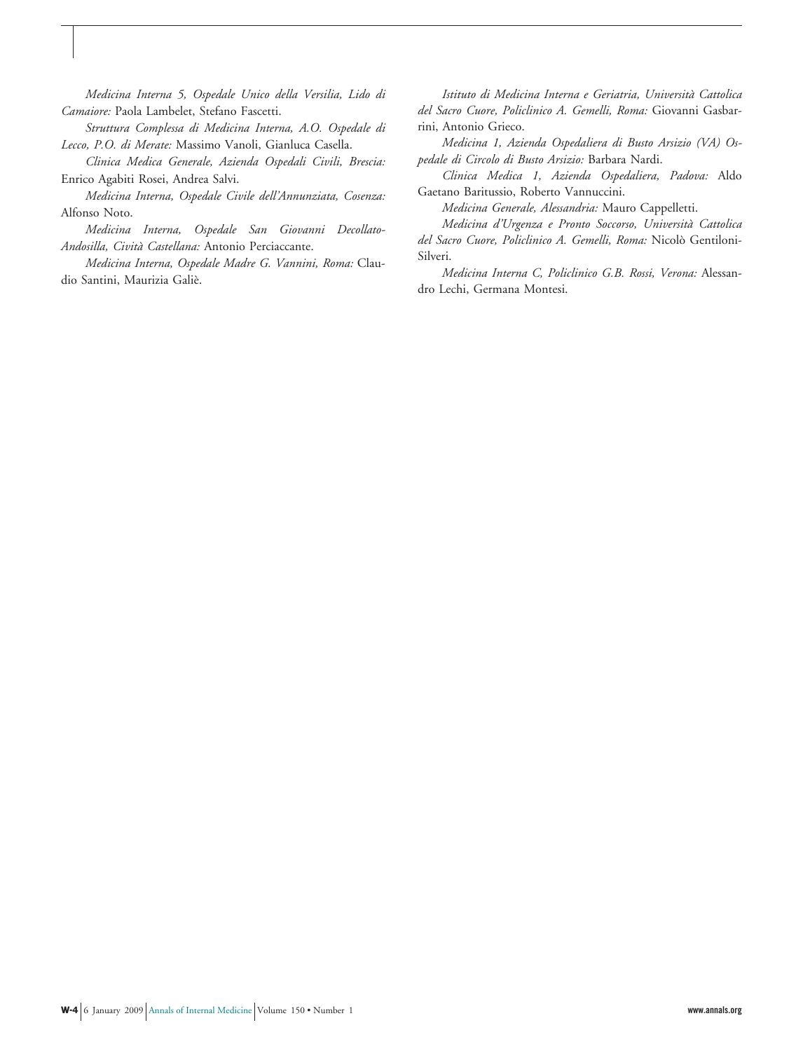*Medicina Interna 5, Ospedale Unico della Versilia, Lido di Camaiore:* Paola Lambelet, Stefano Fascetti.

*Struttura Complessa di Medicina Interna, A.O. Ospedale di Lecco, P.O. di Merate:* Massimo Vanoli, Gianluca Casella.

*Clinica Medica Generale, Azienda Ospedali Civili, Brescia:* Enrico Agabiti Rosei, Andrea Salvi.

*Medicina Interna, Ospedale Civile dell'Annunziata, Cosenza:* Alfonso Noto.

*Medicina Interna, Ospedale San Giovanni Decollato-Andosilla, Civit� Castellana:* Antonio Perciaccante.

*Medicina Interna, Ospedale Madre G. Vannini, Roma:* Claudio Santini, Maurizia Galiè.

*Istituto di Medicina Interna e Geriatria, Università Cattolica del Sacro Cuore, Policlinico A. Gemelli, Roma:* Giovanni Gasbarrini, Antonio Grieco.

*Medicina 1, Azienda Ospedaliera di Busto Arsizio (VA) Ospedale di Circolo di Busto Arsizio:* Barbara Nardi.

*Clinica Medica 1, Azienda Ospedaliera, Padova:* Aldo Gaetano Baritussio, Roberto Vannuccini.

*Medicina Generale, Alessandria:* Mauro Cappelletti.

*Medicina d'Urgenza e Pronto Soccorso, Università Cattolica del Sacro Cuore, Policlinico A. Gemelli, Roma:* Nicolò Gentiloni-Silveri.

*Medicina Interna C, Policlinico G.B. Rossi, Verona:* Alessandro Lechi, Germana Montesi.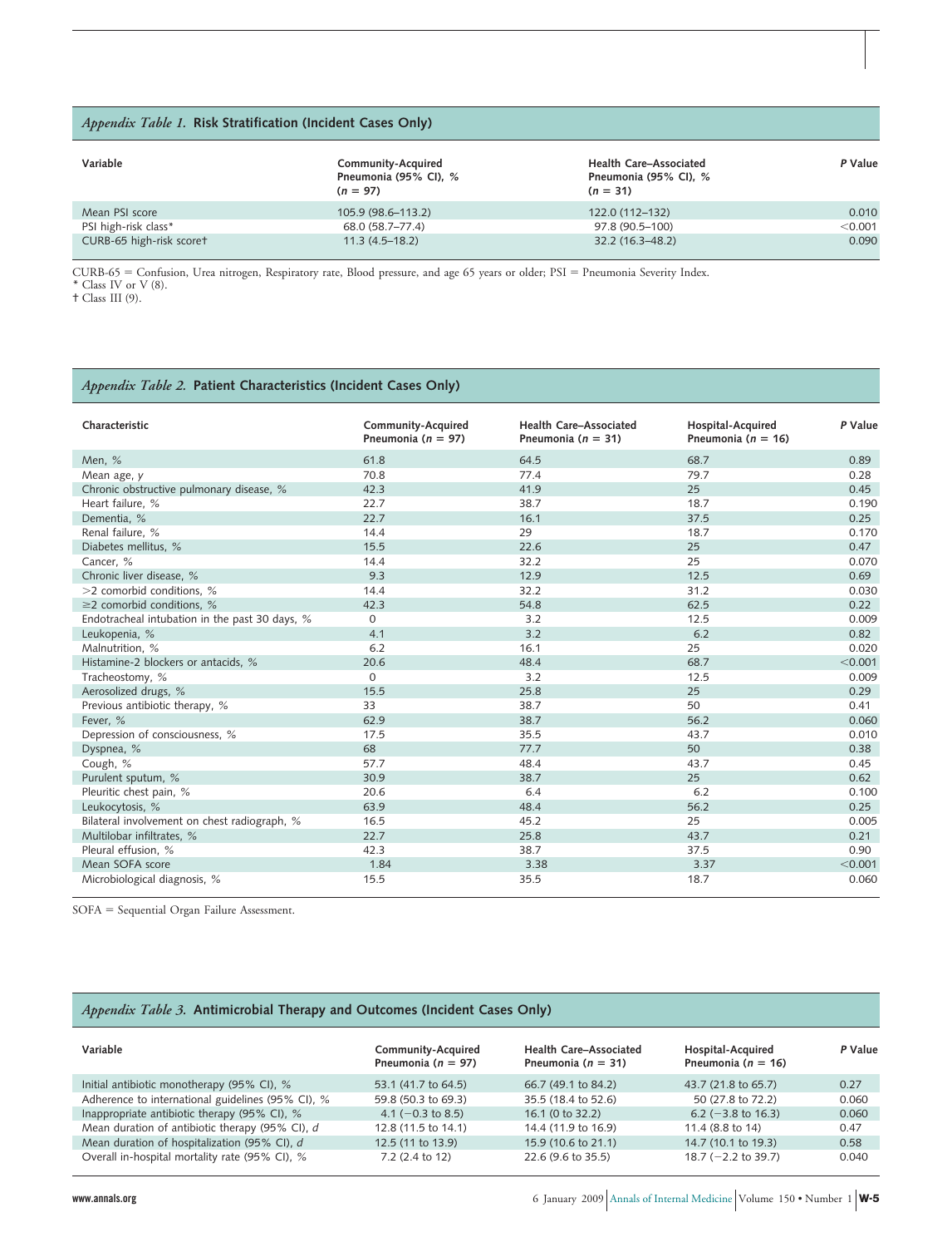*Appendix Table 1.* **Risk Stratification (Incident Cases Only)**

| Variable | Community-Acquired Pneumonia (95% CI), % (n = 97) | Health Care–Associated Pneumonia (95% CI), % (n = 31) | P Value |
|---|---|---|---|
| Mean PSI score | 105.9 (98.6–113.2) | 122.0 (112–132) | 0.010 |
| PSI high-risk class* | 68.0 (58.7–77.4) | 97.8 (90.5–100) | <0.001 |
| CURB-65 high-risk score† | 11.3 (4.5–18.2) | 32.2 (16.3–48.2) | 0.090 |

CURB-65 = Confusion, Urea nitrogen, Respiratory rate, Blood pressure, and age 65 years or older; PSI = Pneumonia Severity Index.
\* Class IV or V (8).
† Class III (9).

*Appendix Table 2.* **Patient Characteristics (Incident Cases Only)**

| Characteristic | Community-Acquired Pneumonia (n = 97) | Health Care–Associated Pneumonia (n = 31) | Hospital-Acquired Pneumonia (n = 16) | P Value |
|---|---|---|---|---|
| Men, % | 61.8 | 64.5 | 68.7 | 0.89 |
| Mean age, y | 70.8 | 77.4 | 79.7 | 0.28 |
| Chronic obstructive pulmonary disease, % | 42.3 | 41.9 | 25 | 0.45 |
| Heart failure, % | 22.7 | 38.7 | 18.7 | 0.190 |
| Dementia, % | 22.7 | 16.1 | 37.5 | 0.25 |
| Renal failure, % | 14.4 | 29 | 18.7 | 0.170 |
| Diabetes mellitus, % | 15.5 | 22.6 | 25 | 0.47 |
| Cancer, % | 14.4 | 32.2 | 25 | 0.070 |
| Chronic liver disease, % | 9.3 | 12.9 | 12.5 | 0.69 |
| >2 comorbid conditions, % | 14.4 | 32.2 | 31.2 | 0.030 |
| ≥2 comorbid conditions, % | 42.3 | 54.8 | 62.5 | 0.22 |
| Endotracheal intubation in the past 30 days, % | 0 | 3.2 | 12.5 | 0.009 |
| Leukopenia, % | 4.1 | 3.2 | 6.2 | 0.82 |
| Malnutrition, % | 6.2 | 16.1 | 25 | 0.020 |
| Histamine-2 blockers or antacids, % | 20.6 | 48.4 | 68.7 | <0.001 |
| Tracheostomy, % | 0 | 3.2 | 12.5 | 0.009 |
| Aerosolized drugs, % | 15.5 | 25.8 | 25 | 0.29 |
| Previous antibiotic therapy, % | 33 | 38.7 | 50 | 0.41 |
| Fever, % | 62.9 | 38.7 | 56.2 | 0.060 |
| Depression of consciousness, % | 17.5 | 35.5 | 43.7 | 0.010 |
| Dyspnea, % | 68 | 77.7 | 50 | 0.38 |
| Cough, % | 57.7 | 48.4 | 43.7 | 0.45 |
| Purulent sputum, % | 30.9 | 38.7 | 25 | 0.62 |
| Pleuritic chest pain, % | 20.6 | 6.4 | 6.2 | 0.100 |
| Leukocytosis, % | 63.9 | 48.4 | 56.2 | 0.25 |
| Bilateral involvement on chest radiograph, % | 16.5 | 45.2 | 25 | 0.005 |
| Multilobar infiltrates, % | 22.7 | 25.8 | 43.7 | 0.21 |
| Pleural effusion, % | 42.3 | 38.7 | 37.5 | 0.90 |
| Mean SOFA score | 1.84 | 3.38 | 3.37 | <0.001 |
| Microbiological diagnosis, % | 15.5 | 35.5 | 18.7 | 0.060 |

SOFA = Sequential Organ Failure Assessment.

*Appendix Table 3.* **Antimicrobial Therapy and Outcomes (Incident Cases Only)**

| Variable | Community-Acquired Pneumonia (n = 97) | Health Care–Associated Pneumonia (n = 31) | Hospital-Acquired Pneumonia (n = 16) | P Value |
|---|---|---|---|---|
| Initial antibiotic monotherapy (95% CI), % | 53.1 (41.7 to 64.5) | 66.7 (49.1 to 84.2) | 43.7 (21.8 to 65.7) | 0.27 |
| Adherence to international guidelines (95% CI), % | 59.8 (50.3 to 69.3) | 35.5 (18.4 to 52.6) | 50 (27.8 to 72.2) | 0.060 |
| Inappropriate antibiotic therapy (95% CI), % | 4.1 (−0.3 to 8.5) | 16.1 (0 to 32.2) | 6.2 (−3.8 to 16.3) | 0.060 |
| Mean duration of antibiotic therapy (95% CI), d | 12.8 (11.5 to 14.1) | 14.4 (11.9 to 16.9) | 11.4 (8.8 to 14) | 0.47 |
| Mean duration of hospitalization (95% CI), d | 12.5 (11 to 13.9) | 15.9 (10.6 to 21.1) | 14.7 (10.1 to 19.3) | 0.58 |
| Overall in-hospital mortality rate (95% CI), % | 7.2 (2.4 to 12) | 22.6 (9.6 to 35.5) | 18.7 (−2.2 to 39.7) | 0.040 |